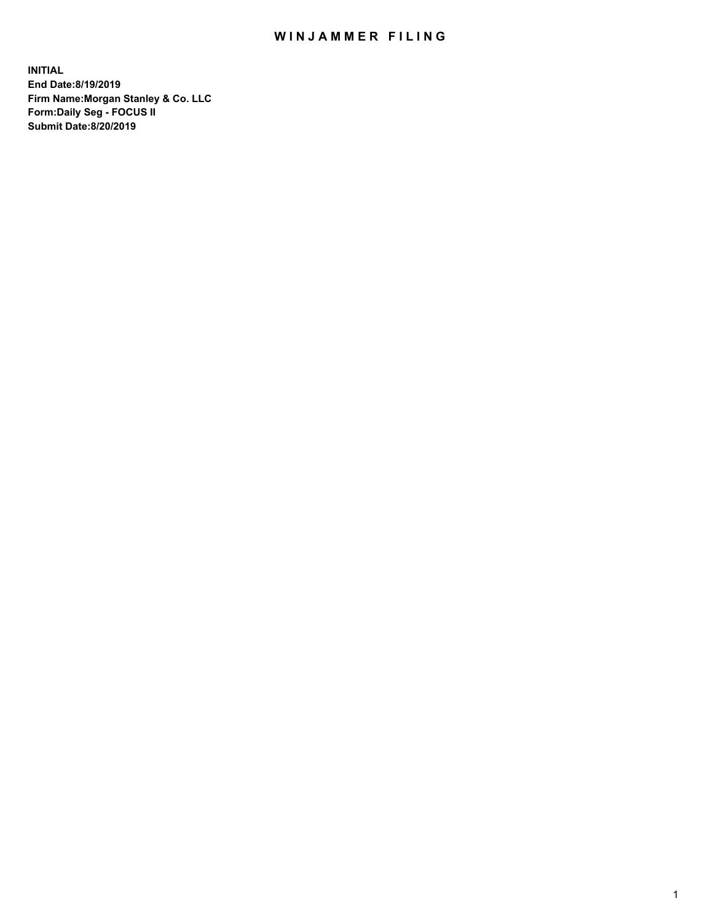# WINJAMMER FILING

**INITIAL**
**End Date:8/19/2019**
**Firm Name:Morgan Stanley & Co. LLC**
**Form:Daily Seg - FOCUS II**
**Submit Date:8/20/2019**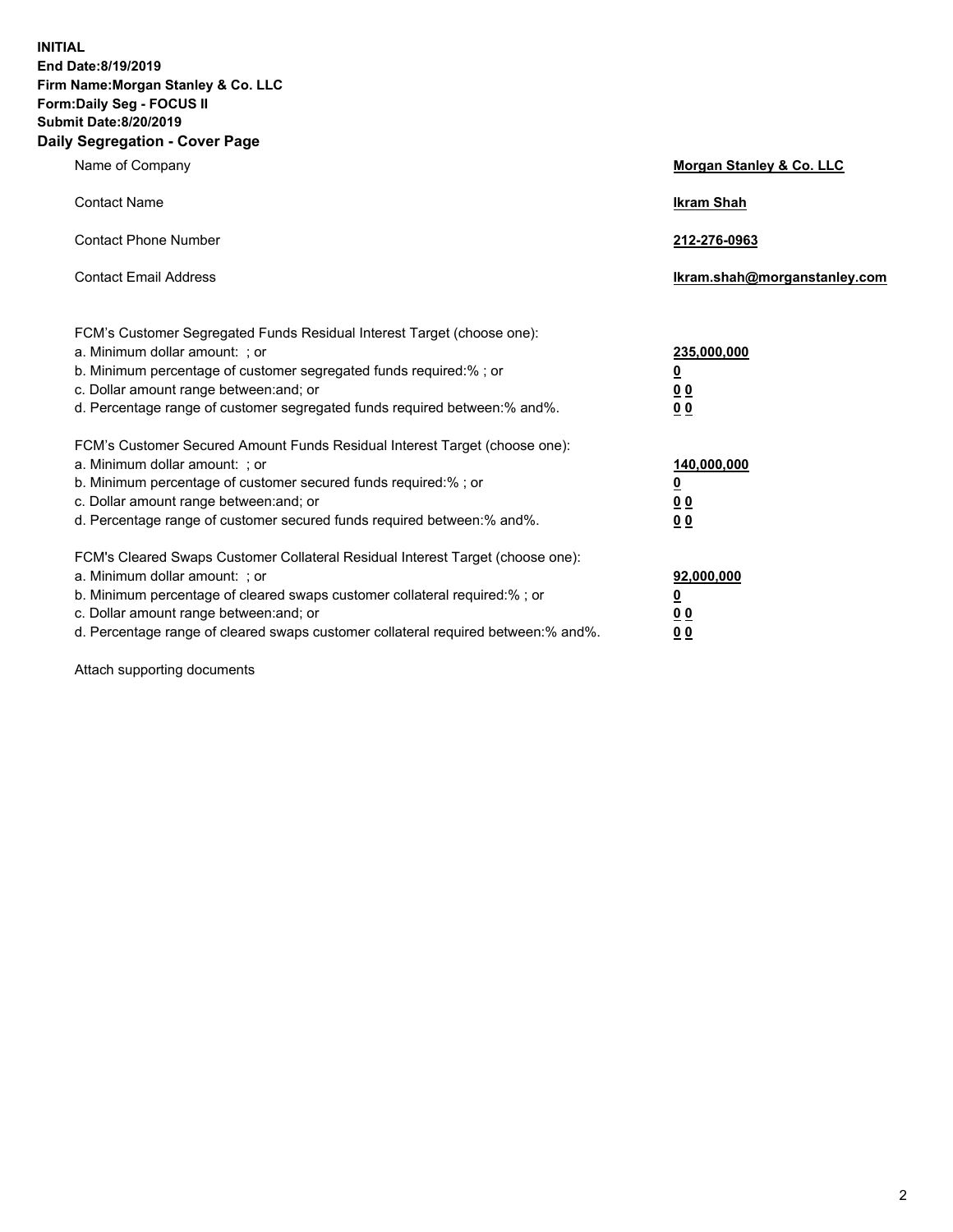**INITIAL**
**End Date:8/19/2019**
**Firm Name:Morgan Stanley & Co. LLC**
**Form:Daily Seg - FOCUS II**
**Submit Date:8/20/2019**

## Daily Segregation - Cover Page

| | |
|---|---|
| Name of Company | **Morgan Stanley & Co. LLC** |
| Contact Name | **Ikram Shah** |
| Contact Phone Number | **212-276-0963** |
| Contact Email Address | **Ikram.shah@morganstanley.com** |

| | |
|---|---|
| FCM's Customer Segregated Funds Residual Interest Target (choose one): | |
| a. Minimum dollar amount: ; or | **235,000,000** |
| b. Minimum percentage of customer segregated funds required:% ; or | **0** |
| c. Dollar amount range between:and; or | **0 0** |
| d. Percentage range of customer segregated funds required between:% and%. | **0 0** |
| FCM's Customer Secured Amount Funds Residual Interest Target (choose one): | |
| a. Minimum dollar amount: ; or | **140,000,000** |
| b. Minimum percentage of customer secured funds required:% ; or | **0** |
| c. Dollar amount range between:and; or | **0 0** |
| d. Percentage range of customer secured funds required between:% and%. | **0 0** |
| FCM's Cleared Swaps Customer Collateral Residual Interest Target (choose one): | |
| a. Minimum dollar amount: ; or | **92,000,000** |
| b. Minimum percentage of cleared swaps customer collateral required:% ; or | **0** |
| c. Dollar amount range between:and; or | **0 0** |
| d. Percentage range of cleared swaps customer collateral required between:% and%. | **0 0** |

Attach supporting documents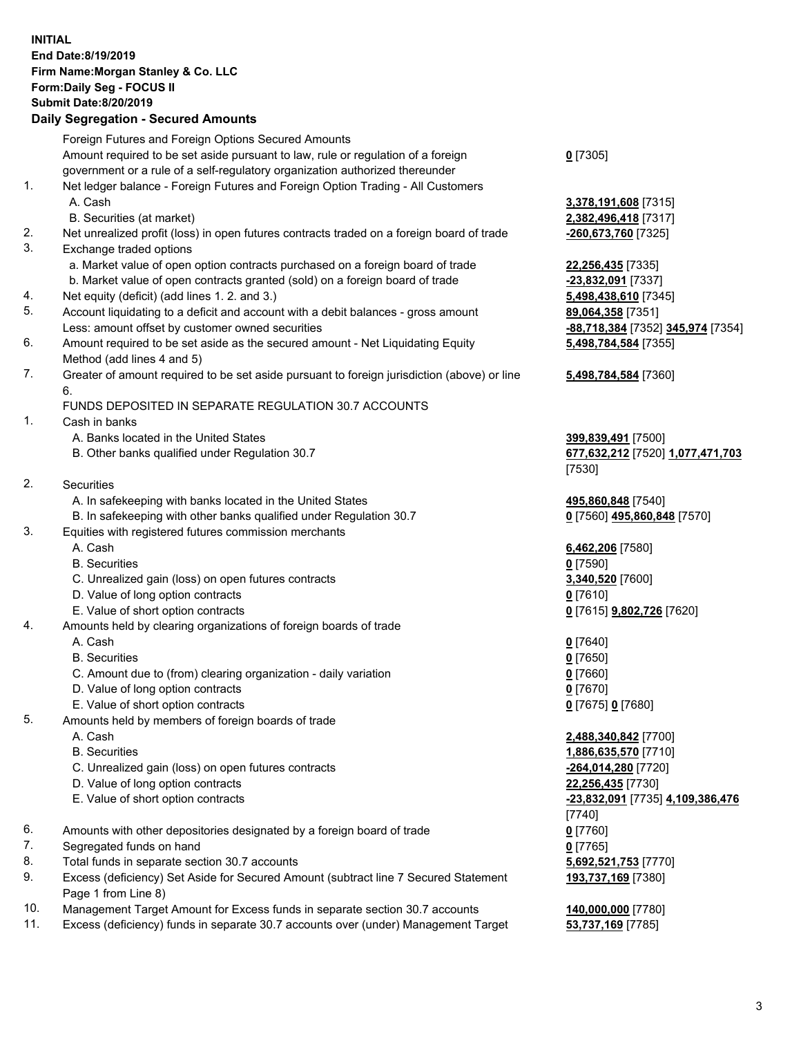**INITIAL**
**End Date:8/19/2019**
**Firm Name:Morgan Stanley & Co. LLC**
**Form:Daily Seg - FOCUS II**
**Submit Date:8/20/2019**

## Daily Segregation - Secured Amounts

| | | |
|---|---|---|
| | Foreign Futures and Foreign Options Secured Amounts | |
| | Amount required to be set aside pursuant to law, rule or regulation of a foreign government or a rule of a self-regulatory organization authorized thereunder | **0** [7305] |
| 1. | Net ledger balance - Foreign Futures and Foreign Option Trading - All Customers | |
| | A. Cash | **3,378,191,608** [7315] |
| | B. Securities (at market) | **2,382,496,418** [7317] |
| 2. | Net unrealized profit (loss) in open futures contracts traded on a foreign board of trade | **-260,673,760** [7325] |
| 3. | Exchange traded options | |
| | a. Market value of open option contracts purchased on a foreign board of trade | **22,256,435** [7335] |
| | b. Market value of open contracts granted (sold) on a foreign board of trade | **-23,832,091** [7337] |
| 4. | Net equity (deficit) (add lines 1. 2. and 3.) | **5,498,438,610** [7345] |
| 5. | Account liquidating to a deficit and account with a debit balances - gross amount | **89,064,358** [7351] |
| | Less: amount offset by customer owned securities | **-88,718,384** [7352] **345,974** [7354] |
| 6. | Amount required to be set aside as the secured amount - Net Liquidating Equity Method (add lines 4 and 5) | **5,498,784,584** [7355] |
| 7. | Greater of amount required to be set aside pursuant to foreign jurisdiction (above) or line 6. | **5,498,784,584** [7360] |
| | FUNDS DEPOSITED IN SEPARATE REGULATION 30.7 ACCOUNTS | |
| 1. | Cash in banks | |
| | A. Banks located in the United States | **399,839,491** [7500] |
| | B. Other banks qualified under Regulation 30.7 | **677,632,212** [7520] **1,077,471,703** [7530] |
| 2. | Securities | |
| | A. In safekeeping with banks located in the United States | **495,860,848** [7540] |
| | B. In safekeeping with other banks qualified under Regulation 30.7 | **0** [7560] **495,860,848** [7570] |
| 3. | Equities with registered futures commission merchants | |
| | A. Cash | **6,462,206** [7580] |
| | B. Securities | **0** [7590] |
| | C. Unrealized gain (loss) on open futures contracts | **3,340,520** [7600] |
| | D. Value of long option contracts | **0** [7610] |
| | E. Value of short option contracts | **0** [7615] **9,802,726** [7620] |
| 4. | Amounts held by clearing organizations of foreign boards of trade | |
| | A. Cash | **0** [7640] |
| | B. Securities | **0** [7650] |
| | C. Amount due to (from) clearing organization - daily variation | **0** [7660] |
| | D. Value of long option contracts | **0** [7670] |
| | E. Value of short option contracts | **0** [7675] **0** [7680] |
| 5. | Amounts held by members of foreign boards of trade | |
| | A. Cash | **2,488,340,842** [7700] |
| | B. Securities | **1,886,635,570** [7710] |
| | C. Unrealized gain (loss) on open futures contracts | **-264,014,280** [7720] |
| | D. Value of long option contracts | **22,256,435** [7730] |
| | E. Value of short option contracts | **-23,832,091** [7735] **4,109,386,476** [7740] |
| 6. | Amounts with other depositories designated by a foreign board of trade | **0** [7760] |
| 7. | Segregated funds on hand | **0** [7765] |
| 8. | Total funds in separate section 30.7 accounts | **5,692,521,753** [7770] |
| 9. | Excess (deficiency) Set Aside for Secured Amount (subtract line 7 Secured Statement Page 1 from Line 8) | **193,737,169** [7380] |
| 10. | Management Target Amount for Excess funds in separate section 30.7 accounts | **140,000,000** [7780] |
| 11. | Excess (deficiency) funds in separate 30.7 accounts over (under) Management Target | **53,737,169** [7785] |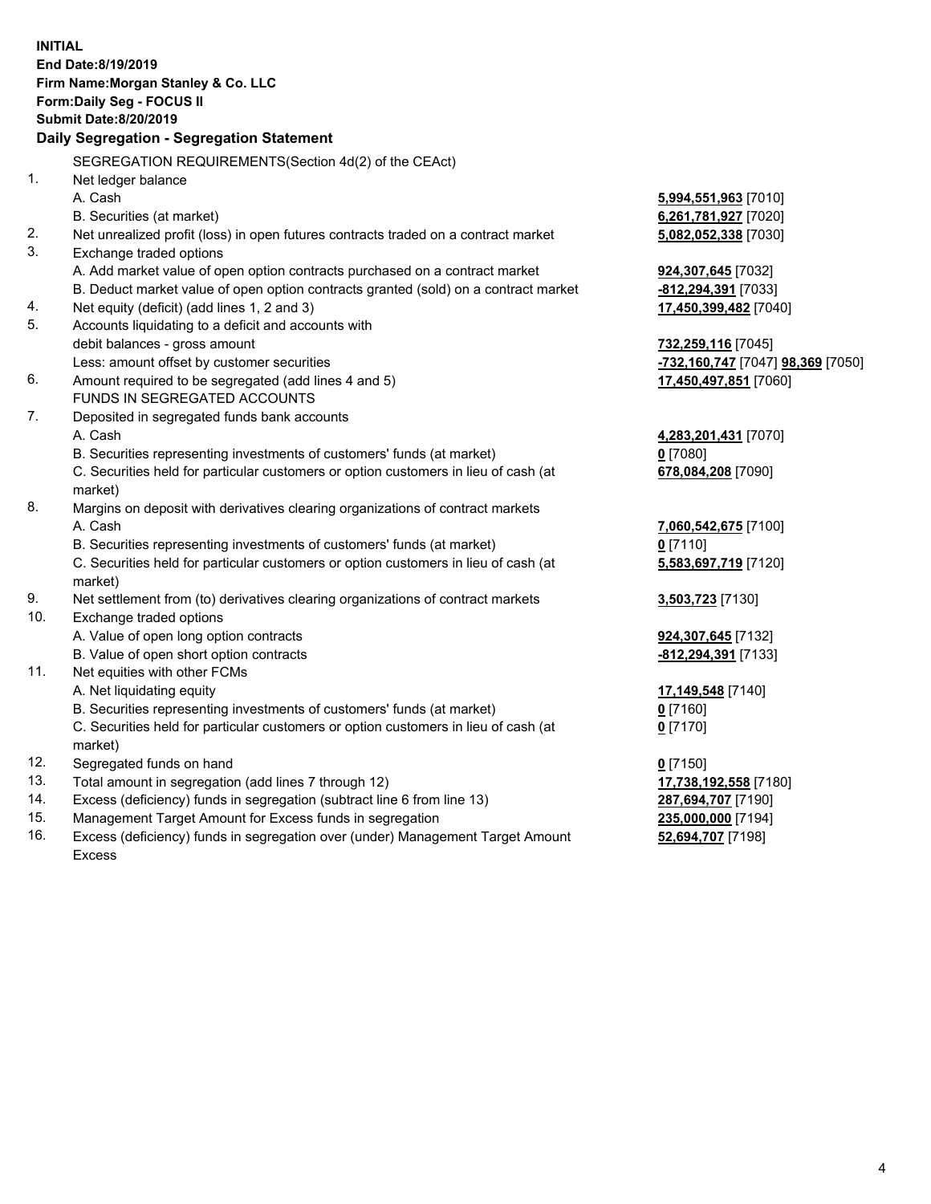**INITIAL**
**End Date:8/19/2019**
**Firm Name:Morgan Stanley & Co. LLC**
**Form:Daily Seg - FOCUS II**
**Submit Date:8/20/2019**

## Daily Segregation - Segregation Statement

SEGREGATION REQUIREMENTS(Section 4d(2) of the CEAct)

| | | |
|---|---|---|
| 1. | Net ledger balance | |
| | A. Cash | **5,994,551,963** [7010] |
| | B. Securities (at market) | **6,261,781,927** [7020] |
| 2. | Net unrealized profit (loss) in open futures contracts traded on a contract market | **5,082,052,338** [7030] |
| 3. | Exchange traded options | |
| | A. Add market value of open option contracts purchased on a contract market | **924,307,645** [7032] |
| | B. Deduct market value of open option contracts granted (sold) on a contract market | **-812,294,391** [7033] |
| 4. | Net equity (deficit) (add lines 1, 2 and 3) | **17,450,399,482** [7040] |
| 5. | Accounts liquidating to a deficit and accounts with debit balances - gross amount | **732,259,116** [7045] |
| | Less: amount offset by customer securities | **-732,160,747** [7047] **98,369** [7050] |
| 6. | Amount required to be segregated (add lines 4 and 5) | **17,450,497,851** [7060] |
| | FUNDS IN SEGREGATED ACCOUNTS | |
| 7. | Deposited in segregated funds bank accounts | |
| | A. Cash | **4,283,201,431** [7070] |
| | B. Securities representing investments of customers' funds (at market) | **0** [7080] |
| | C. Securities held for particular customers or option customers in lieu of cash (at market) | **678,084,208** [7090] |
| 8. | Margins on deposit with derivatives clearing organizations of contract markets | |
| | A. Cash | **7,060,542,675** [7100] |
| | B. Securities representing investments of customers' funds (at market) | **0** [7110] |
| | C. Securities held for particular customers or option customers in lieu of cash (at market) | **5,583,697,719** [7120] |
| 9. | Net settlement from (to) derivatives clearing organizations of contract markets | **3,503,723** [7130] |
| 10. | Exchange traded options | |
| | A. Value of open long option contracts | **924,307,645** [7132] |
| | B. Value of open short option contracts | **-812,294,391** [7133] |
| 11. | Net equities with other FCMs | |
| | A. Net liquidating equity | **17,149,548** [7140] |
| | B. Securities representing investments of customers' funds (at market) | **0** [7160] |
| | C. Securities held for particular customers or option customers in lieu of cash (at market) | **0** [7170] |
| 12. | Segregated funds on hand | **0** [7150] |
| 13. | Total amount in segregation (add lines 7 through 12) | **17,738,192,558** [7180] |
| 14. | Excess (deficiency) funds in segregation (subtract line 6 from line 13) | **287,694,707** [7190] |
| 15. | Management Target Amount for Excess funds in segregation | **235,000,000** [7194] |
| 16. | Excess (deficiency) funds in segregation over (under) Management Target Amount Excess | **52,694,707** [7198] |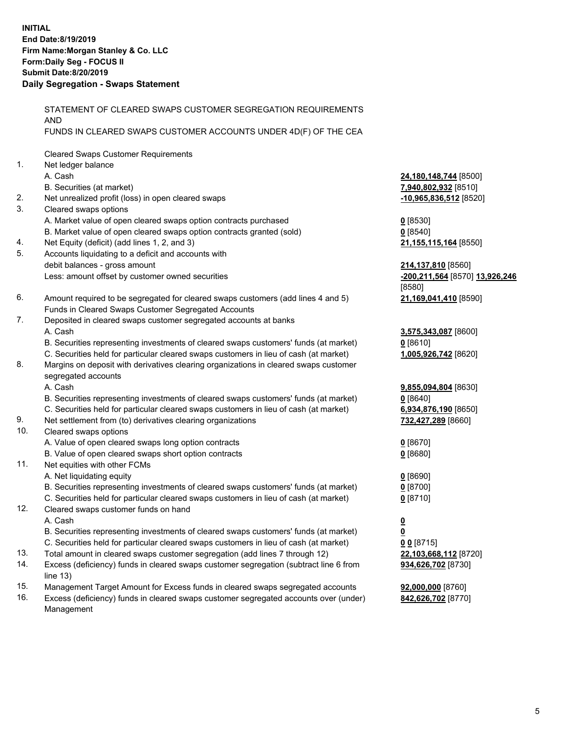**INITIAL**
**End Date:8/19/2019**
**Firm Name:Morgan Stanley & Co. LLC**
**Form:Daily Seg - FOCUS II**
**Submit Date:8/20/2019**
**Daily Segregation - Swaps Statement**

STATEMENT OF CLEARED SWAPS CUSTOMER SEGREGATION REQUIREMENTS AND FUNDS IN CLEARED SWAPS CUSTOMER ACCOUNTS UNDER 4D(F) OF THE CEA

| | | |
|---|---|---|
| | Cleared Swaps Customer Requirements | |
| 1. | Net ledger balance | |
| | A. Cash | **24,180,148,744** [8500] |
| | B. Securities (at market) | **7,940,802,932** [8510] |
| 2. | Net unrealized profit (loss) in open cleared swaps | **-10,965,836,512** [8520] |
| 3. | Cleared swaps options | |
| | A. Market value of open cleared swaps option contracts purchased | **0** [8530] |
| | B. Market value of open cleared swaps option contracts granted (sold) | **0** [8540] |
| 4. | Net Equity (deficit) (add lines 1, 2, and 3) | **21,155,115,164** [8550] |
| 5. | Accounts liquidating to a deficit and accounts with debit balances - gross amount | **214,137,810** [8560] |
| | Less: amount offset by customer owned securities | **-200,211,564** [8570] **13,926,246** [8580] |
| 6. | Amount required to be segregated for cleared swaps customers (add lines 4 and 5) | **21,169,041,410** [8590] |
| | Funds in Cleared Swaps Customer Segregated Accounts | |
| 7. | Deposited in cleared swaps customer segregated accounts at banks | |
| | A. Cash | **3,575,343,087** [8600] |
| | B. Securities representing investments of cleared swaps customers' funds (at market) | **0** [8610] |
| | C. Securities held for particular cleared swaps customers in lieu of cash (at market) | **1,005,926,742** [8620] |
| 8. | Margins on deposit with derivatives clearing organizations in cleared swaps customer segregated accounts | |
| | A. Cash | **9,855,094,804** [8630] |
| | B. Securities representing investments of cleared swaps customers' funds (at market) | **0** [8640] |
| | C. Securities held for particular cleared swaps customers in lieu of cash (at market) | **6,934,876,190** [8650] |
| 9. | Net settlement from (to) derivatives clearing organizations | **732,427,289** [8660] |
| 10. | Cleared swaps options | |
| | A. Value of open cleared swaps long option contracts | **0** [8670] |
| | B. Value of open cleared swaps short option contracts | **0** [8680] |
| 11. | Net equities with other FCMs | |
| | A. Net liquidating equity | **0** [8690] |
| | B. Securities representing investments of cleared swaps customers' funds (at market) | **0** [8700] |
| | C. Securities held for particular cleared swaps customers in lieu of cash (at market) | **0** [8710] |
| 12. | Cleared swaps customer funds on hand | |
| | A. Cash | **0** |
| | B. Securities representing investments of cleared swaps customers' funds (at market) | **0** |
| | C. Securities held for particular cleared swaps customers in lieu of cash (at market) | **0** **0** [8715] |
| 13. | Total amount in cleared swaps customer segregation (add lines 7 through 12) | **22,103,668,112** [8720] |
| 14. | Excess (deficiency) funds in cleared swaps customer segregation (subtract line 6 from line 13) | **934,626,702** [8730] |
| 15. | Management Target Amount for Excess funds in cleared swaps segregated accounts | **92,000,000** [8760] |
| 16. | Excess (deficiency) funds in cleared swaps customer segregated accounts over (under) Management | **842,626,702** [8770] |